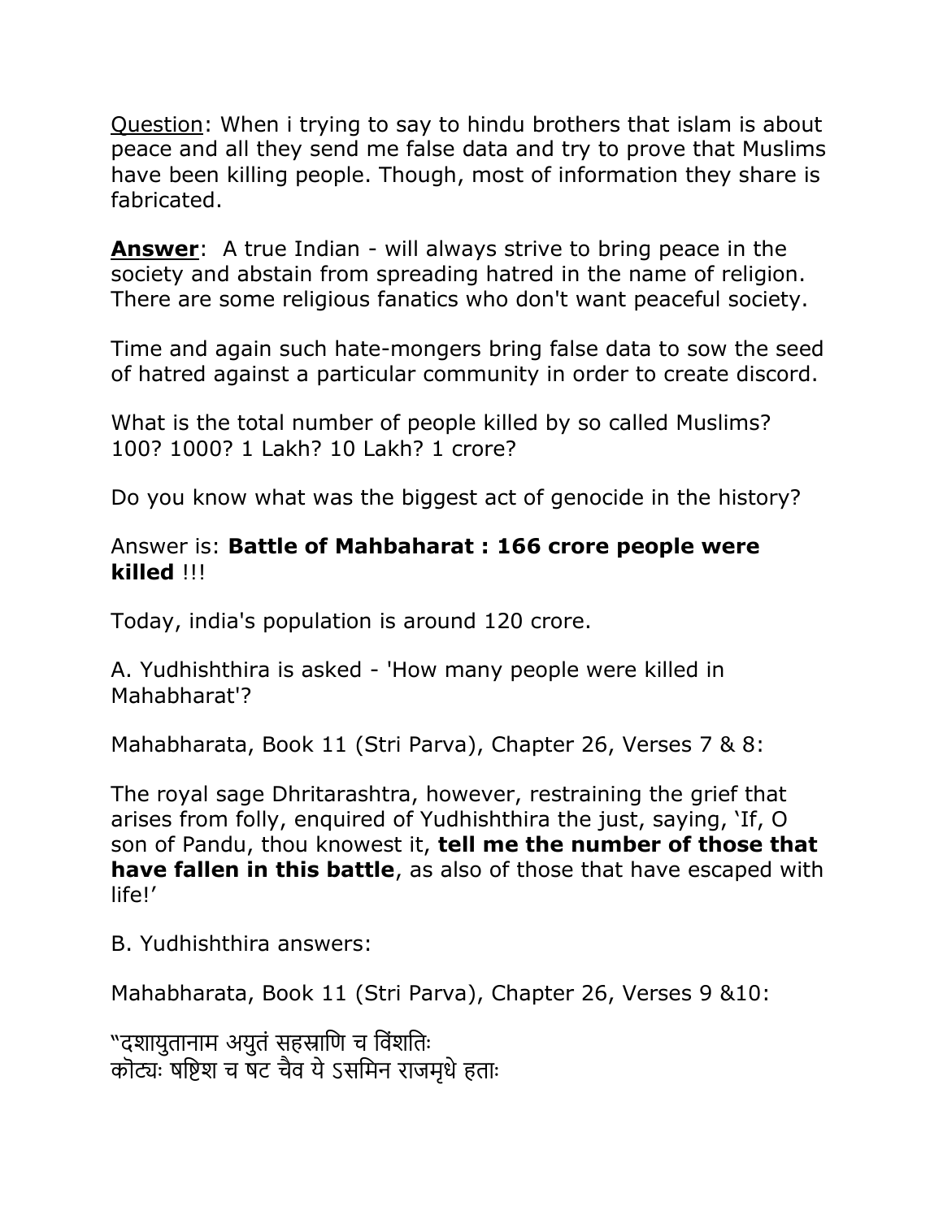<u>Question</u>: When i trying to say to hindu brothers that islam is about peace and all they send me false data and try to prove that Muslims have been killing people. Though, most of information they share is fabricated.

**<u>Answer</u>**: A true Indian - will always strive to bring peace in the society and abstain from spreading hatred in the name of religion. There are some religious fanatics who don't want peaceful society.

Time and again such hate-mongers bring false data to sow the seed of hatred against a particular community in order to create discord.

What is the total number of people killed by so called Muslims? 100? 1000? 1 Lakh? 10 Lakh? 1 crore?

Do you know what was the biggest act of genocide in the history?

Answer is: **Battle of Mahbaharat : 166 crore people were killed** !!!

Today, india's population is around 120 crore.

A. Yudhishthira is asked - 'How many people were killed in Mahabharat'?

Mahabharata, Book 11 (Stri Parva), Chapter 26, Verses 7 & 8:

The royal sage Dhritarashtra, however, restraining the grief that arises from folly, enquired of Yudhishthira the just, saying, 'If, O son of Pandu, thou knowest it, **tell me the number of those that have fallen in this battle**, as also of those that have escaped with life!'

B. Yudhishthira answers:

Mahabharata, Book 11 (Stri Parva), Chapter 26, Verses 9 &10:

"दशायुतानाम अयुतं सहस्राणि च विंशतिः
कोट्यः षष्टिश च षट चैव ये ऽसमिन राजमृधे हताः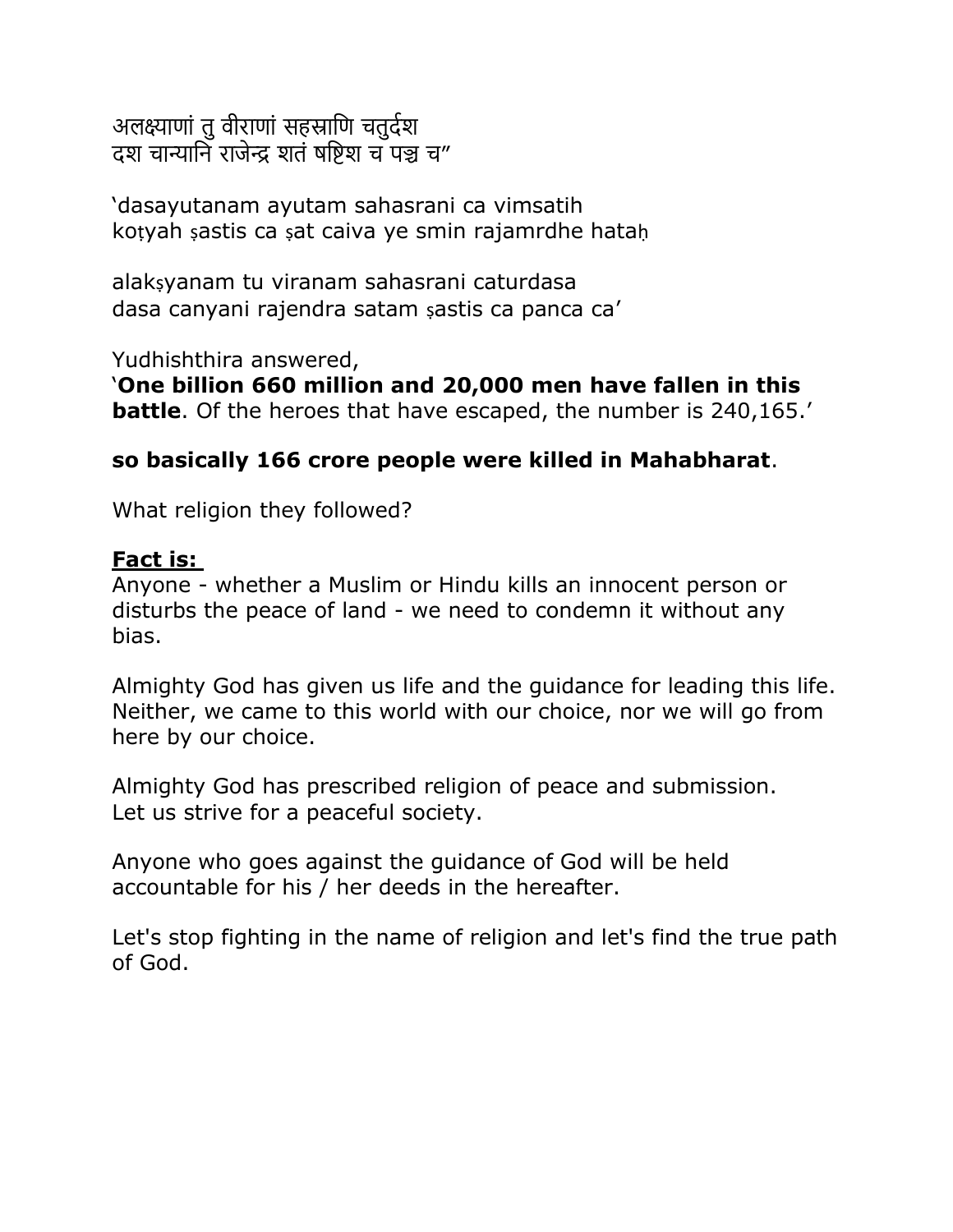अलक्ष्याणां तु वीराणां सहस्राणि चतुर्दश
दश चान्यानि राजेन्द्र शतं षष्टिश च पञ्च च"

'dasayutanam ayutam sahasrani ca vimsatih
koṭyah ṣastis ca ṣat caiva ye smin rajamrdhe hataḥ

alakṣyanam tu viranam sahasrani caturdasa
dasa canyani rajendra satam ṣastis ca panca ca'

Yudhishthira answered,
'**One billion 660 million and 20,000 men have fallen in this battle**. Of the heroes that have escaped, the number is 240,165.'

**so basically 166 crore people were killed in Mahabharat**.

What religion they followed?

**Fact is:**
Anyone - whether a Muslim or Hindu kills an innocent person or disturbs the peace of land - we need to condemn it without any bias.

Almighty God has given us life and the guidance for leading this life. Neither, we came to this world with our choice, nor we will go from here by our choice.

Almighty God has prescribed religion of peace and submission.
Let us strive for a peaceful society.

Anyone who goes against the guidance of God will be held accountable for his / her deeds in the hereafter.

Let's stop fighting in the name of religion and let's find the true path of God.